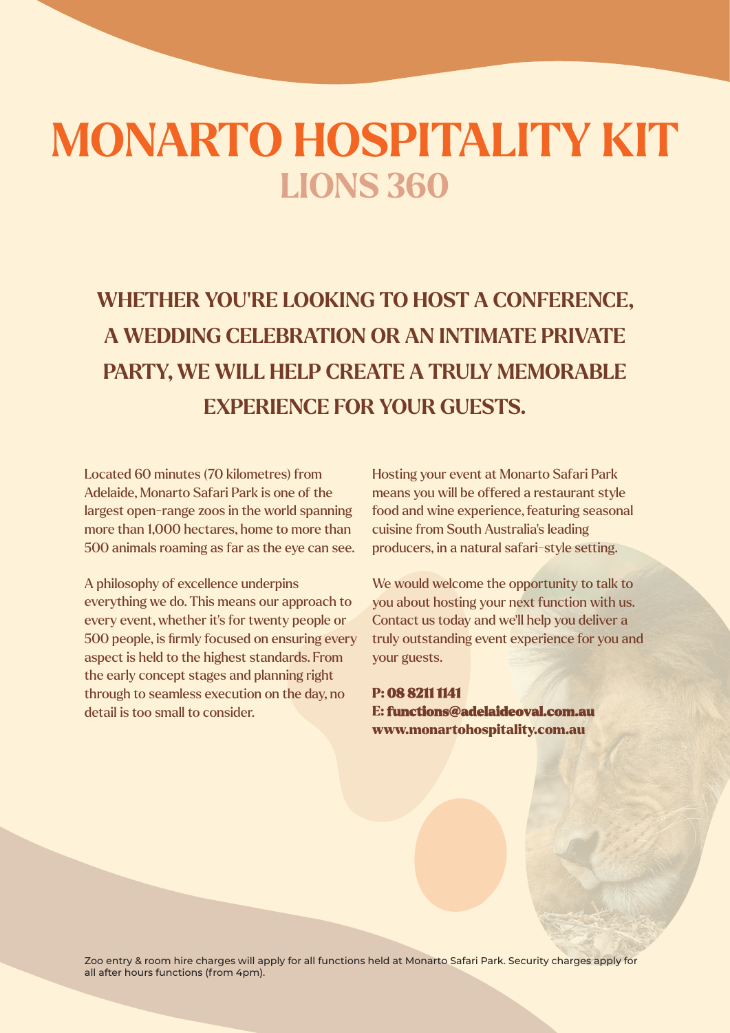# MONARTO HOSPITALITY KIT

## LIONS 360

### WHETHER YOU'RE LOOKING TO HOST A CONFERENCE, A WEDDING CELEBRATION OR AN INTIMATE PRIVATE PARTY, WE WILL HELP CREATE A TRULY MEMORABLE EXPERIENCE FOR YOUR GUESTS.

Located 60 minutes (70 kilometres) from Adelaide, Monarto Safari Park is one of the largest open-range zoos in the world spanning more than 1,000 hectares, home to more than 500 animals roaming as far as the eye can see.

A philosophy of excellence underpins everything we do. This means our approach to every event, whether it's for twenty people or 500 people, is firmly focused on ensuring every aspect is held to the highest standards. From the early concept stages and planning right through to seamless execution on the day, no detail is too small to consider.

Hosting your event at Monarto Safari Park means you will be offered a restaurant style food and wine experience, featuring seasonal cuisine from South Australia's leading producers, in a natural safari-style setting.

We would welcome the opportunity to talk to you about hosting your next function with us. Contact us today and we'll help you deliver a truly outstanding event experience for you and your guests.

**P: 08 8211 1141**
**E: functions@adelaideoval.com.au**
**www.monartohospitality.com.au**

Zoo entry & room hire charges will apply for all functions held at Monarto Safari Park. Security charges apply for all after hours functions (from 4pm).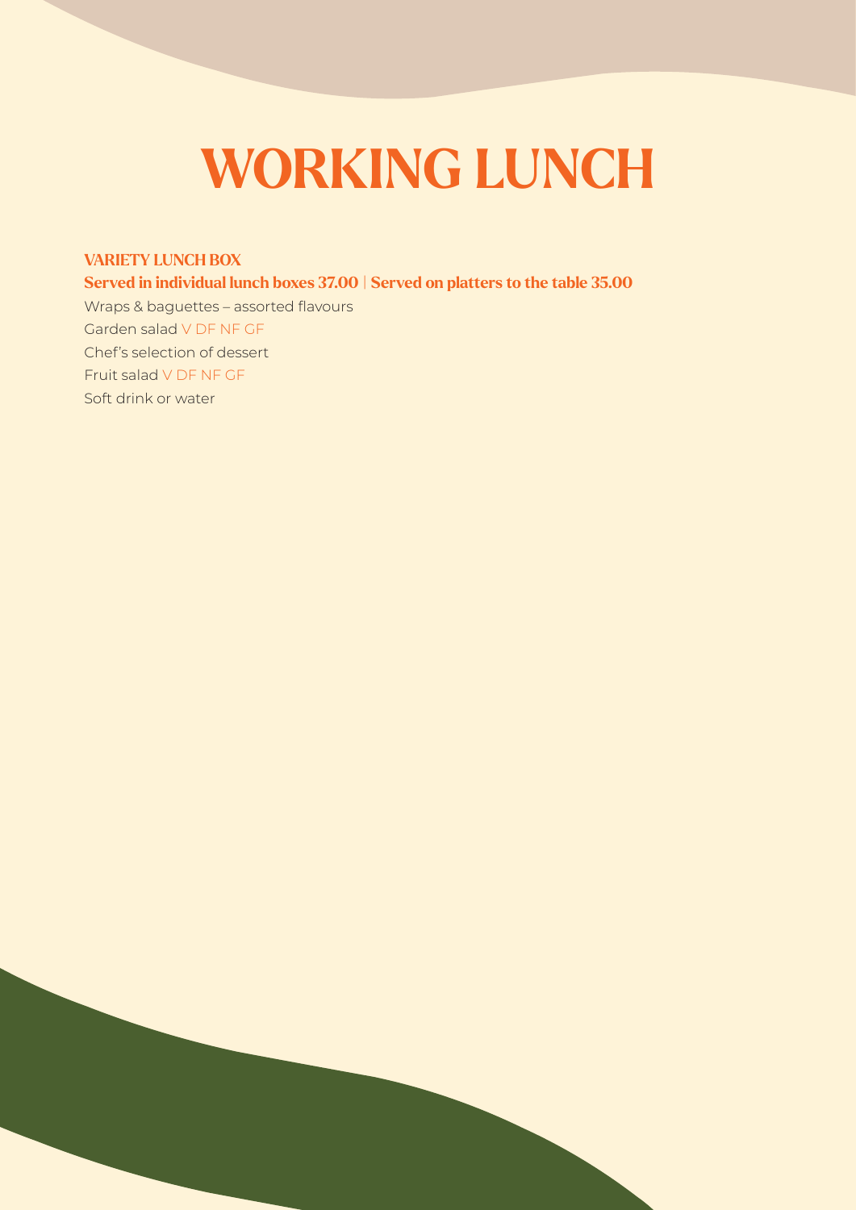# WORKING LUNCH

### VARIETY LUNCH BOX

**Served in individual lunch boxes 37.00 | Served on platters to the table 35.00**

Wraps & baguettes – assorted flavours
Garden salad V DF NF GF
Chef's selection of dessert
Fruit salad V DF NF GF
Soft drink or water